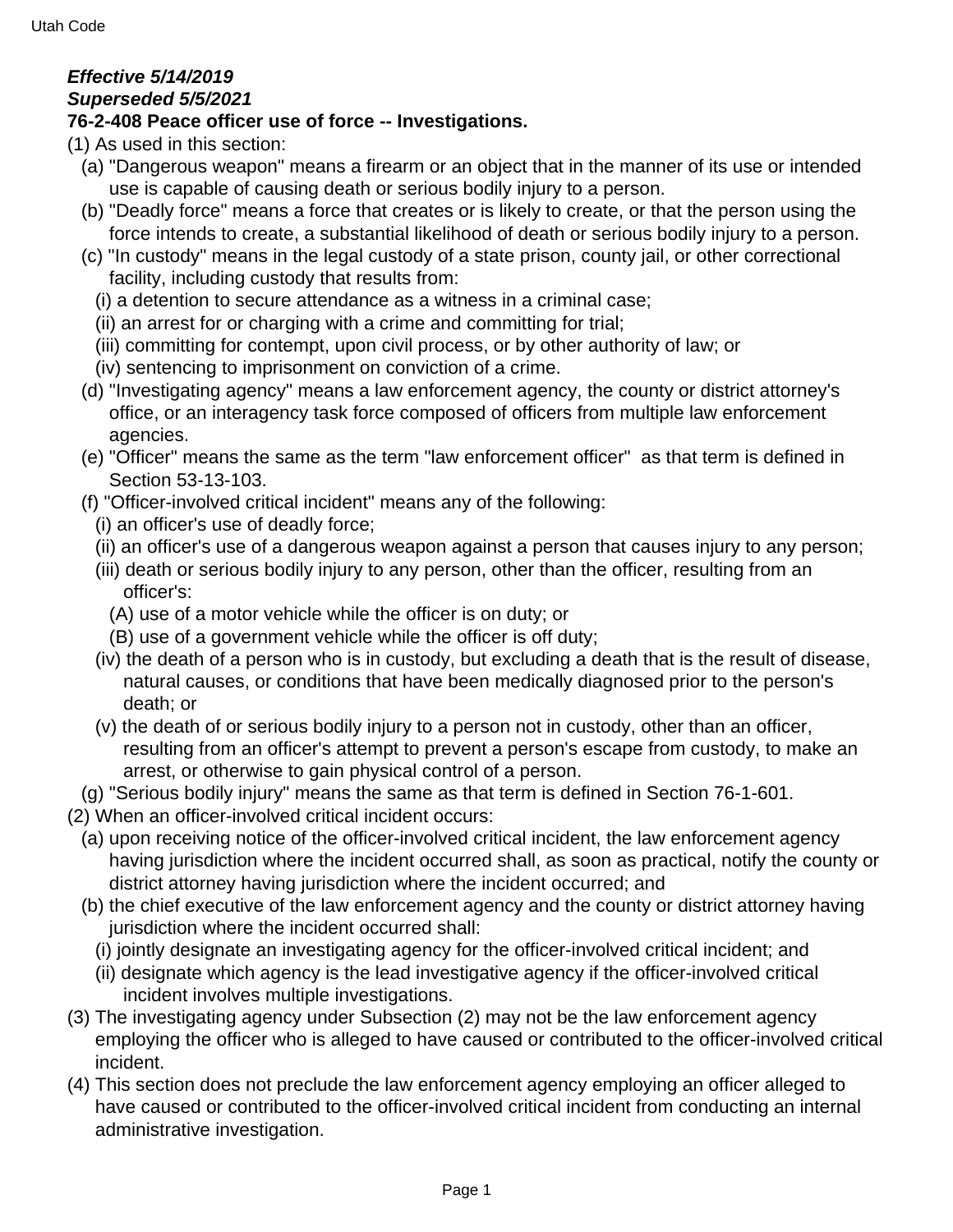***Effective 5/14/2019***
***Superseded 5/5/2021***

**76-2-408 Peace officer use of force -- Investigations.**

(1) As used in this section:

- (a) "Dangerous weapon" means a firearm or an object that in the manner of its use or intended use is capable of causing death or serious bodily injury to a person.
- (b) "Deadly force" means a force that creates or is likely to create, or that the person using the force intends to create, a substantial likelihood of death or serious bodily injury to a person.
- (c) "In custody" means in the legal custody of a state prison, county jail, or other correctional facility, including custody that results from:
  - (i) a detention to secure attendance as a witness in a criminal case;
  - (ii) an arrest for or charging with a crime and committing for trial;
  - (iii) committing for contempt, upon civil process, or by other authority of law; or
  - (iv) sentencing to imprisonment on conviction of a crime.
- (d) "Investigating agency" means a law enforcement agency, the county or district attorney's office, or an interagency task force composed of officers from multiple law enforcement agencies.
- (e) "Officer" means the same as the term "law enforcement officer" as that term is defined in Section 53-13-103.
- (f) "Officer-involved critical incident" means any of the following:
  - (i) an officer's use of deadly force;
  - (ii) an officer's use of a dangerous weapon against a person that causes injury to any person;
  - (iii) death or serious bodily injury to any person, other than the officer, resulting from an officer's:
    - (A) use of a motor vehicle while the officer is on duty; or
    - (B) use of a government vehicle while the officer is off duty;
  - (iv) the death of a person who is in custody, but excluding a death that is the result of disease, natural causes, or conditions that have been medically diagnosed prior to the person's death; or
  - (v) the death of or serious bodily injury to a person not in custody, other than an officer, resulting from an officer's attempt to prevent a person's escape from custody, to make an arrest, or otherwise to gain physical control of a person.
- (g) "Serious bodily injury" means the same as that term is defined in Section 76-1-601.

(2) When an officer-involved critical incident occurs:

- (a) upon receiving notice of the officer-involved critical incident, the law enforcement agency having jurisdiction where the incident occurred shall, as soon as practical, notify the county or district attorney having jurisdiction where the incident occurred; and
- (b) the chief executive of the law enforcement agency and the county or district attorney having jurisdiction where the incident occurred shall:
  - (i) jointly designate an investigating agency for the officer-involved critical incident; and
  - (ii) designate which agency is the lead investigative agency if the officer-involved critical incident involves multiple investigations.

(3) The investigating agency under Subsection (2) may not be the law enforcement agency employing the officer who is alleged to have caused or contributed to the officer-involved critical incident.

(4) This section does not preclude the law enforcement agency employing an officer alleged to have caused or contributed to the officer-involved critical incident from conducting an internal administrative investigation.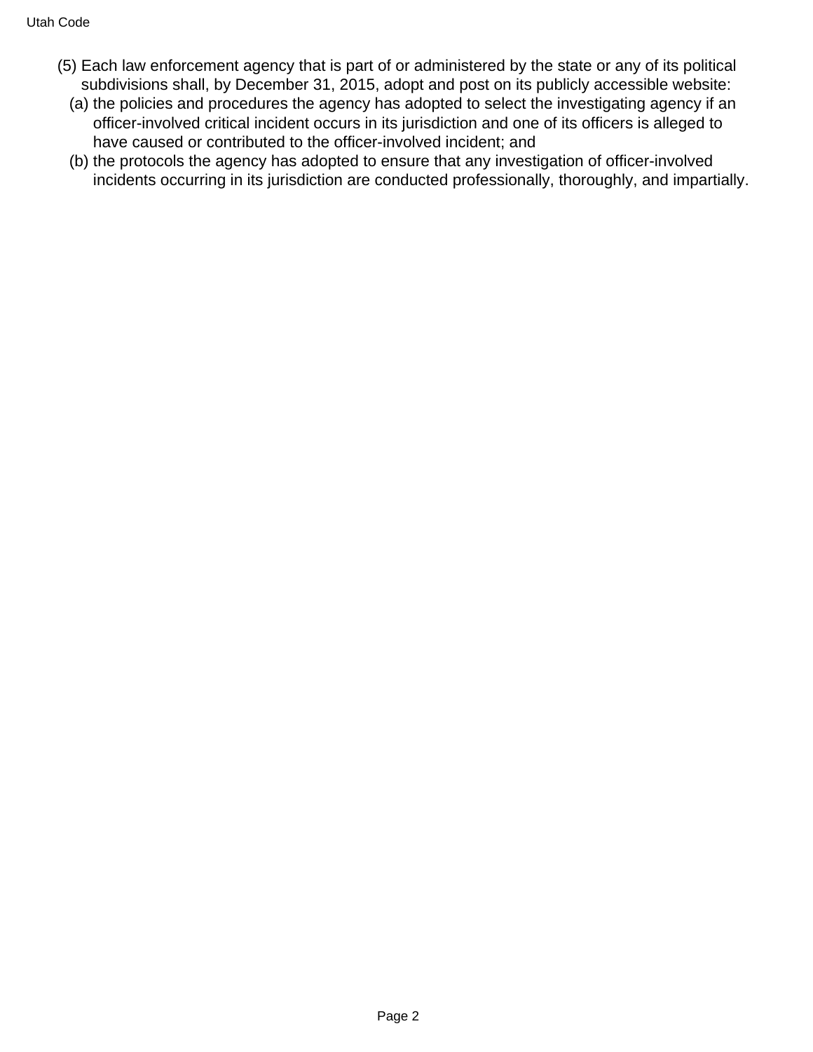(5) Each law enforcement agency that is part of or administered by the state or any of its political subdivisions shall, by December 31, 2015, adopt and post on its publicly accessible website:

(a) the policies and procedures the agency has adopted to select the investigating agency if an officer-involved critical incident occurs in its jurisdiction and one of its officers is alleged to have caused or contributed to the officer-involved incident; and

(b) the protocols the agency has adopted to ensure that any investigation of officer-involved incidents occurring in its jurisdiction are conducted professionally, thoroughly, and impartially.